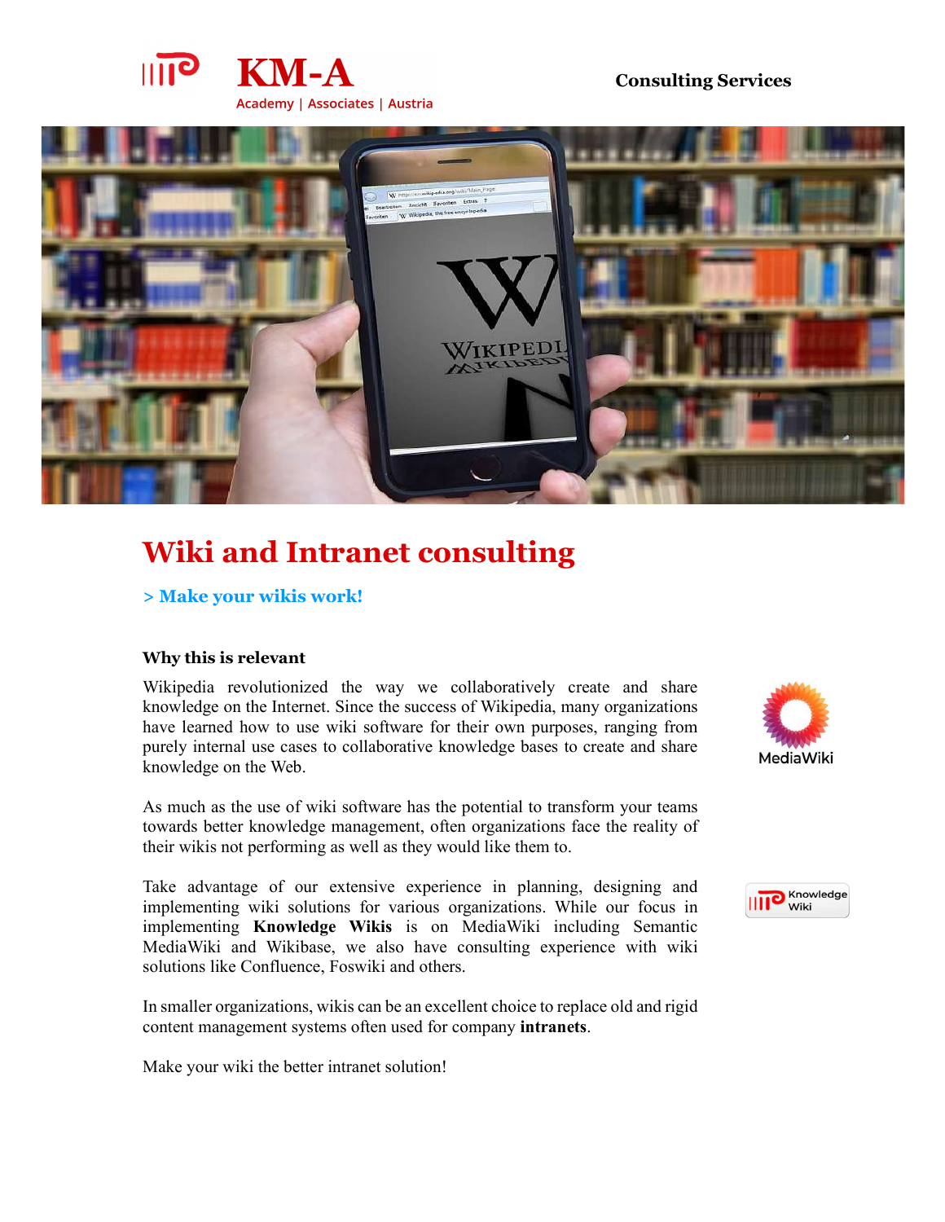KM-A

Academy | Associates | Austria

Consulting Services

# Wiki and Intranet consulting

## > Make your wikis work!

### Why this is relevant

Wikipedia revolutionized the way we collaboratively create and share knowledge on the Internet. Since the success of Wikipedia, many organizations have learned how to use wiki software for their own purposes, ranging from purely internal use cases to collaborative knowledge bases to create and share knowledge on the Web.

As much as the use of wiki software has the potential to transform your teams towards better knowledge management, often organizations face the reality of their wikis not performing as well as they would like them to.

Take advantage of our extensive experience in planning, designing and implementing wiki solutions for various organizations. While our focus in implementing **Knowledge Wikis** is on MediaWiki including Semantic MediaWiki and Wikibase, we also have consulting experience with wiki solutions like Confluence, Foswiki and others.

In smaller organizations, wikis can be an excellent choice to replace old and rigid content management systems often used for company **intranets**.

Make your wiki the better intranet solution!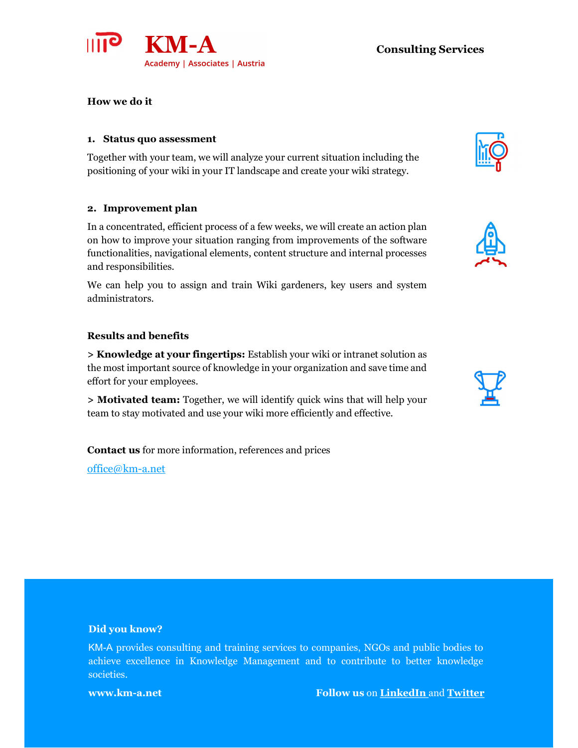## How we do it

### 1. Status quo assessment

Together with your team, we will analyze your current situation including the positioning of your wiki in your IT landscape and create your wiki strategy.

### 2. Improvement plan

In a concentrated, efficient process of a few weeks, we will create an action plan on how to improve your situation ranging from improvements of the software functionalities, navigational elements, content structure and internal processes and responsibilities.

We can help you to assign and train Wiki gardeners, key users and system administrators.

## Results and benefits

> **Knowledge at your fingertips:** Establish your wiki or intranet solution as the most important source of knowledge in your organization and save time and effort for your employees.

> **Motivated team:** Together, we will identify quick wins that will help your team to stay motivated and use your wiki more efficiently and effective.

**Contact us** for more information, references and prices

office@km-a.net

**Did you know?**

KM-A provides consulting and training services to companies, NGOs and public bodies to achieve excellence in Knowledge Management and to contribute to better knowledge societies.

**www.km-a.net**

**Follow us** on **LinkedIn** and **Twitter**